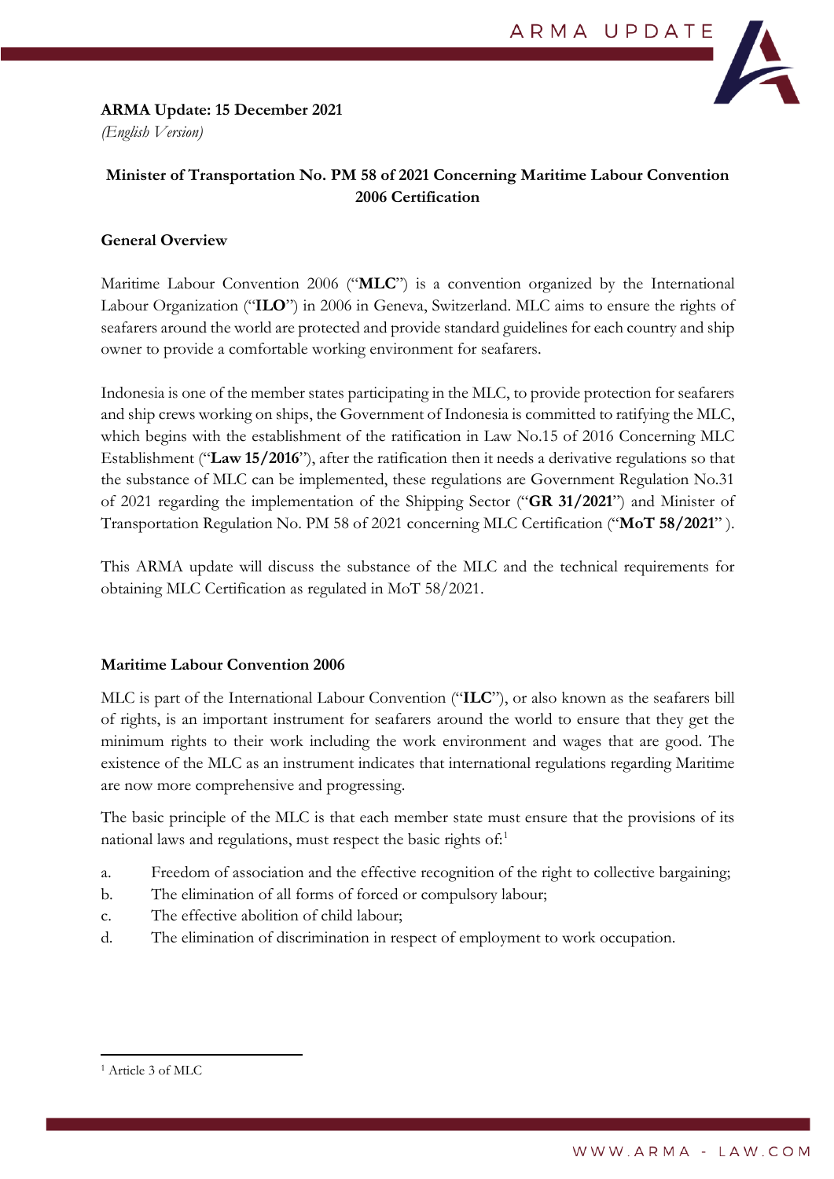**ARMA Update: 15 December 2021**
*(English Version)*

# Minister of Transportation No. PM 58 of 2021 Concerning Maritime Labour Convention 2006 Certification

## General Overview

Maritime Labour Convention 2006 ("**MLC**") is a convention organized by the International Labour Organization ("**ILO**") in 2006 in Geneva, Switzerland. MLC aims to ensure the rights of seafarers around the world are protected and provide standard guidelines for each country and ship owner to provide a comfortable working environment for seafarers.

Indonesia is one of the member states participating in the MLC, to provide protection for seafarers and ship crews working on ships, the Government of Indonesia is committed to ratifying the MLC, which begins with the establishment of the ratification in Law No.15 of 2016 Concerning MLC Establishment ("**Law 15/2016**"), after the ratification then it needs a derivative regulations so that the substance of MLC can be implemented, these regulations are Government Regulation No.31 of 2021 regarding the implementation of the Shipping Sector ("**GR 31/2021**") and Minister of Transportation Regulation No. PM 58 of 2021 concerning MLC Certification ("**MoT 58/2021**" ).

This ARMA update will discuss the substance of the MLC and the technical requirements for obtaining MLC Certification as regulated in MoT 58/2021.

## Maritime Labour Convention 2006

MLC is part of the International Labour Convention ("**ILC**"), or also known as the seafarers bill of rights, is an important instrument for seafarers around the world to ensure that they get the minimum rights to their work including the work environment and wages that are good. The existence of the MLC as an instrument indicates that international regulations regarding Maritime are now more comprehensive and progressing.

The basic principle of the MLC is that each member state must ensure that the provisions of its national laws and regulations, must respect the basic rights of:[1]

a. Freedom of association and the effective recognition of the right to collective bargaining;
b. The elimination of all forms of forced or compulsory labour;
c. The effective abolition of child labour;
d. The elimination of discrimination in respect of employment to work occupation.

---

[1] Article 3 of MLC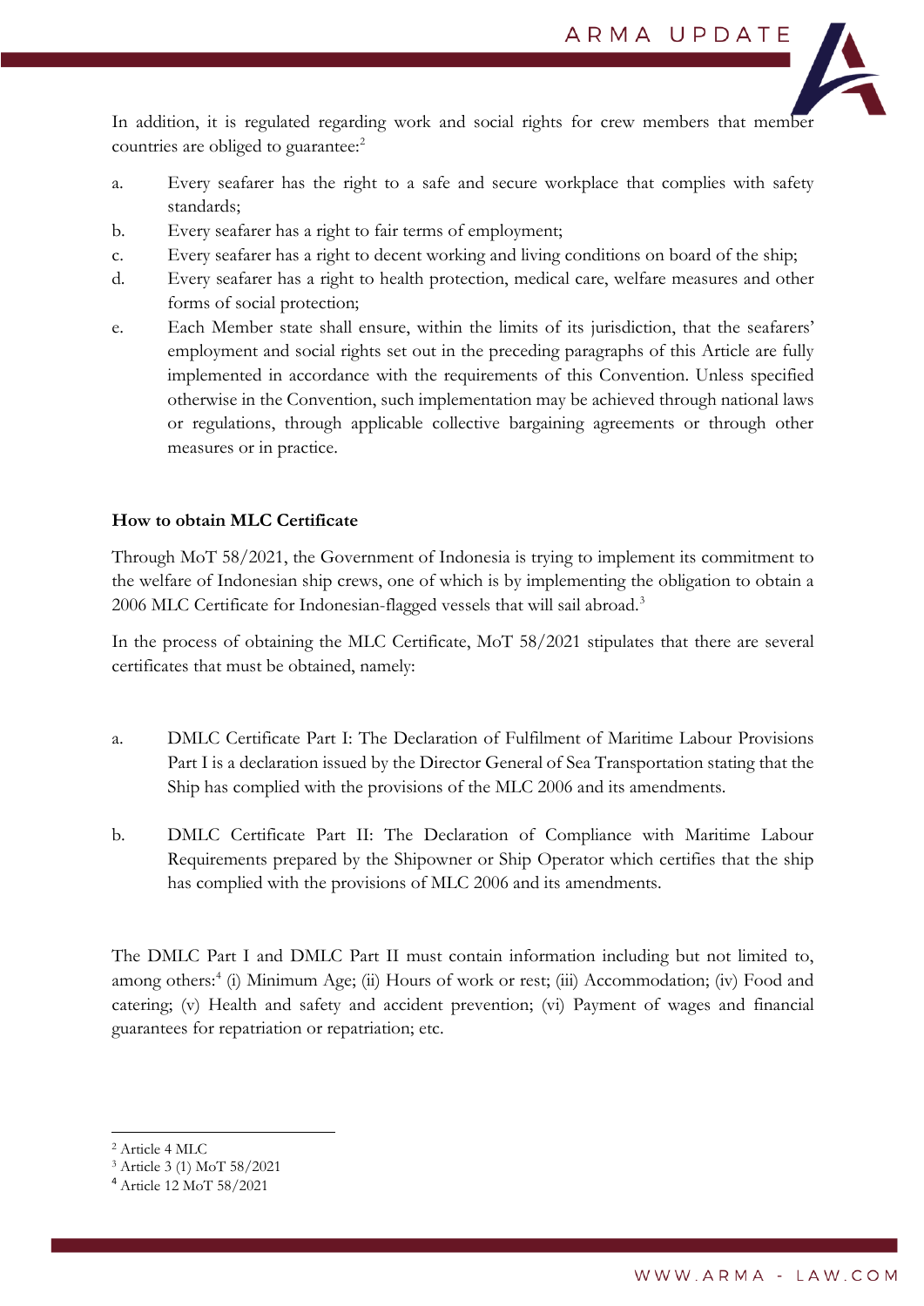In addition, it is regulated regarding work and social rights for crew members that member countries are obliged to guarantee:[2]

a. Every seafarer has the right to a safe and secure workplace that complies with safety standards;

b. Every seafarer has a right to fair terms of employment;

c. Every seafarer has a right to decent working and living conditions on board of the ship;

d. Every seafarer has a right to health protection, medical care, welfare measures and other forms of social protection;

e. Each Member state shall ensure, within the limits of its jurisdiction, that the seafarers' employment and social rights set out in the preceding paragraphs of this Article are fully implemented in accordance with the requirements of this Convention. Unless specified otherwise in the Convention, such implementation may be achieved through national laws or regulations, through applicable collective bargaining agreements or through other measures or in practice.

**How to obtain MLC Certificate**

Through MoT 58/2021, the Government of Indonesia is trying to implement its commitment to the welfare of Indonesian ship crews, one of which is by implementing the obligation to obtain a 2006 MLC Certificate for Indonesian-flagged vessels that will sail abroad.[3]

In the process of obtaining the MLC Certificate, MoT 58/2021 stipulates that there are several certificates that must be obtained, namely:

a. DMLC Certificate Part I: The Declaration of Fulfilment of Maritime Labour Provisions Part I is a declaration issued by the Director General of Sea Transportation stating that the Ship has complied with the provisions of the MLC 2006 and its amendments.

b. DMLC Certificate Part II: The Declaration of Compliance with Maritime Labour Requirements prepared by the Shipowner or Ship Operator which certifies that the ship has complied with the provisions of MLC 2006 and its amendments.

The DMLC Part I and DMLC Part II must contain information including but not limited to, among others:[4] (i) Minimum Age; (ii) Hours of work or rest; (iii) Accommodation; (iv) Food and catering; (v) Health and safety and accident prevention; (vi) Payment of wages and financial guarantees for repatriation or repatriation; etc.

---

[2] Article 4 MLC

[3] Article 3 (1) MoT 58/2021

[4] Article 12 MoT 58/2021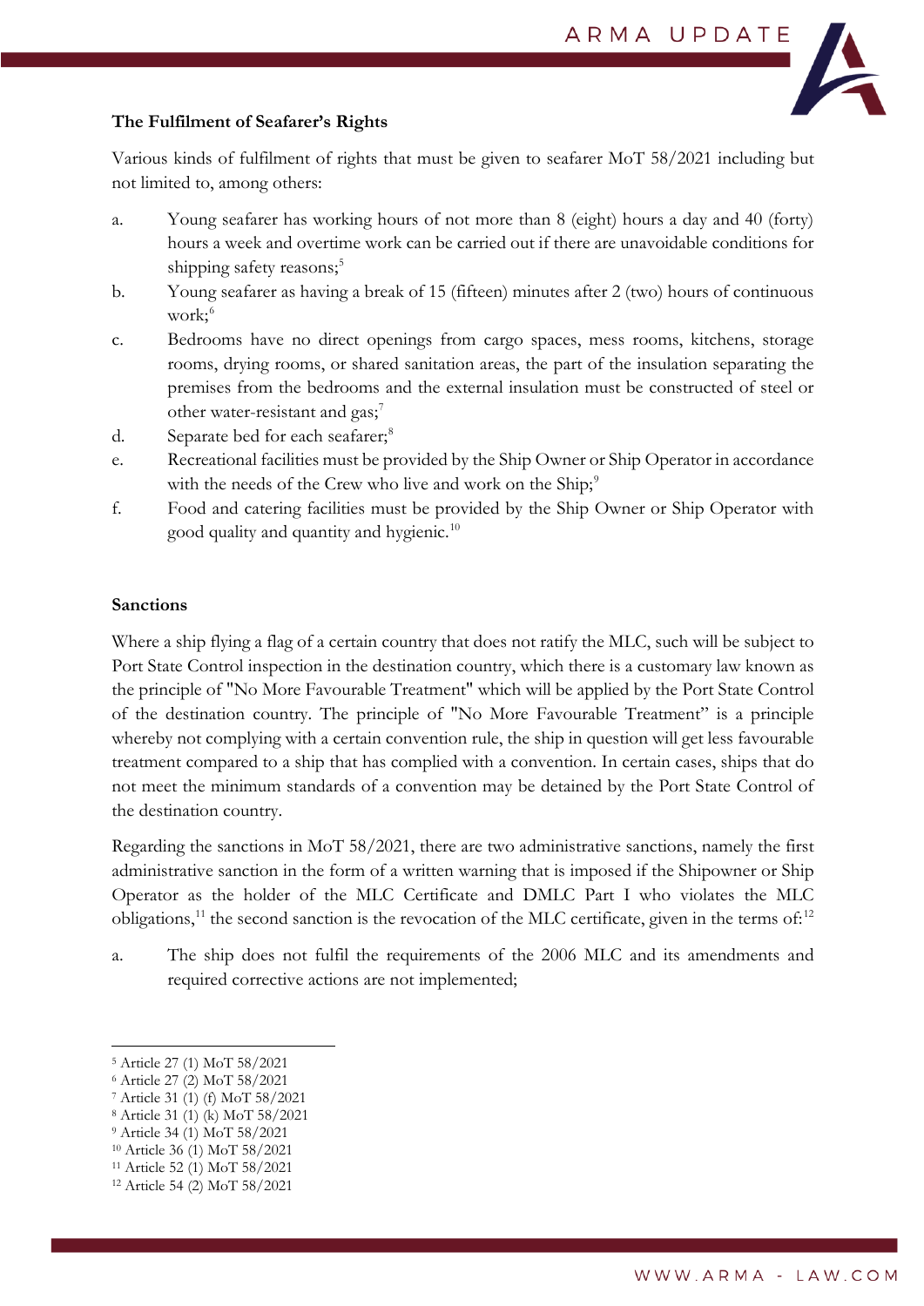**The Fulfilment of Seafarer's Rights**

Various kinds of fulfilment of rights that must be given to seafarer MoT 58/2021 including but not limited to, among others:

a. Young seafarer has working hours of not more than 8 (eight) hours a day and 40 (forty) hours a week and overtime work can be carried out if there are unavoidable conditions for shipping safety reasons;[5]

b. Young seafarer as having a break of 15 (fifteen) minutes after 2 (two) hours of continuous work;[6]

c. Bedrooms have no direct openings from cargo spaces, mess rooms, kitchens, storage rooms, drying rooms, or shared sanitation areas, the part of the insulation separating the premises from the bedrooms and the external insulation must be constructed of steel or other water-resistant and gas;[7]

d. Separate bed for each seafarer;[8]

e. Recreational facilities must be provided by the Ship Owner or Ship Operator in accordance with the needs of the Crew who live and work on the Ship;[9]

f. Food and catering facilities must be provided by the Ship Owner or Ship Operator with good quality and quantity and hygienic.[10]

**Sanctions**

Where a ship flying a flag of a certain country that does not ratify the MLC, such will be subject to Port State Control inspection in the destination country, which there is a customary law known as the principle of "No More Favourable Treatment" which will be applied by the Port State Control of the destination country. The principle of "No More Favourable Treatment" is a principle whereby not complying with a certain convention rule, the ship in question will get less favourable treatment compared to a ship that has complied with a convention. In certain cases, ships that do not meet the minimum standards of a convention may be detained by the Port State Control of the destination country.

Regarding the sanctions in MoT 58/2021, there are two administrative sanctions, namely the first administrative sanction in the form of a written warning that is imposed if the Shipowner or Ship Operator as the holder of the MLC Certificate and DMLC Part I who violates the MLC obligations,[11] the second sanction is the revocation of the MLC certificate, given in the terms of:[12]

a. The ship does not fulfil the requirements of the 2006 MLC and its amendments and required corrective actions are not implemented;

---

[5] Article 27 (1) MoT 58/2021
[6] Article 27 (2) MoT 58/2021
[7] Article 31 (1) (f) MoT 58/2021
[8] Article 31 (1) (k) MoT 58/2021
[9] Article 34 (1) MoT 58/2021
[10] Article 36 (1) MoT 58/2021
[11] Article 52 (1) MoT 58/2021
[12] Article 54 (2) MoT 58/2021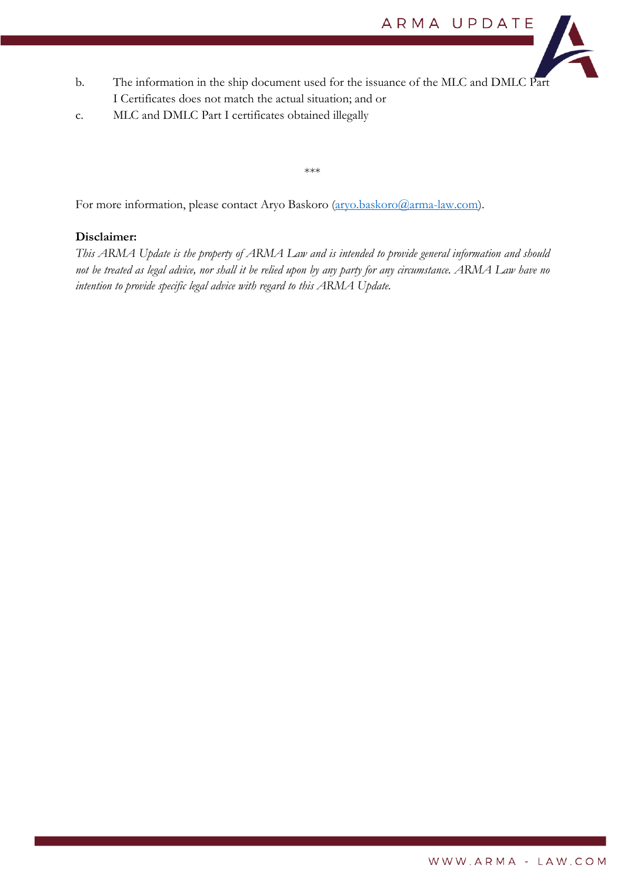b. The information in the ship document used for the issuance of the MLC and DMLC Part I Certificates does not match the actual situation; and or

c. MLC and DMLC Part I certificates obtained illegally

***

For more information, please contact Aryo Baskoro (aryo.baskoro@arma-law.com).

**Disclaimer:**

*This ARMA Update is the property of ARMA Law and is intended to provide general information and should not be treated as legal advice, nor shall it be relied upon by any party for any circumstance. ARMA Law have no intention to provide specific legal advice with regard to this ARMA Update.*